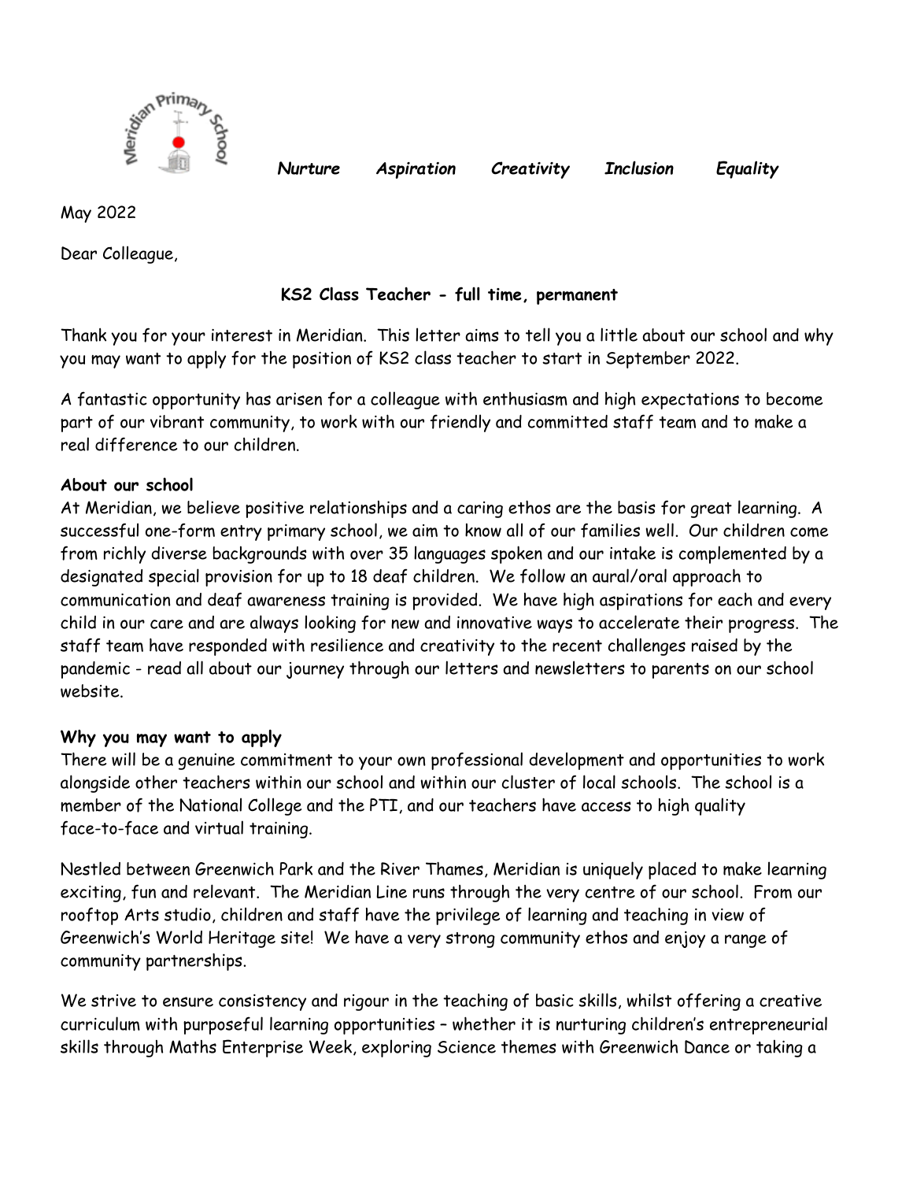*Nurture Aspiration Creativity Inclusion Equality*

May 2022

Dear Colleague,

**KS2 Class Teacher - full time, permanent**

Thank you for your interest in Meridian. This letter aims to tell you a little about our school and why you may want to apply for the position of KS2 class teacher to start in September 2022.

A fantastic opportunity has arisen for a colleague with enthusiasm and high expectations to become part of our vibrant community, to work with our friendly and committed staff team and to make a real difference to our children.

**About our school**

At Meridian, we believe positive relationships and a caring ethos are the basis for great learning. A successful one-form entry primary school, we aim to know all of our families well. Our children come from richly diverse backgrounds with over 35 languages spoken and our intake is complemented by a designated special provision for up to 18 deaf children. We follow an aural/oral approach to communication and deaf awareness training is provided. We have high aspirations for each and every child in our care and are always looking for new and innovative ways to accelerate their progress. The staff team have responded with resilience and creativity to the recent challenges raised by the pandemic - read all about our journey through our letters and newsletters to parents on our school website.

**Why you may want to apply**

There will be a genuine commitment to your own professional development and opportunities to work alongside other teachers within our school and within our cluster of local schools. The school is a member of the National College and the PTI, and our teachers have access to high quality face-to-face and virtual training.

Nestled between Greenwich Park and the River Thames, Meridian is uniquely placed to make learning exciting, fun and relevant. The Meridian Line runs through the very centre of our school. From our rooftop Arts studio, children and staff have the privilege of learning and teaching in view of Greenwich's World Heritage site! We have a very strong community ethos and enjoy a range of community partnerships.

We strive to ensure consistency and rigour in the teaching of basic skills, whilst offering a creative curriculum with purposeful learning opportunities – whether it is nurturing children's entrepreneurial skills through Maths Enterprise Week, exploring Science themes with Greenwich Dance or taking a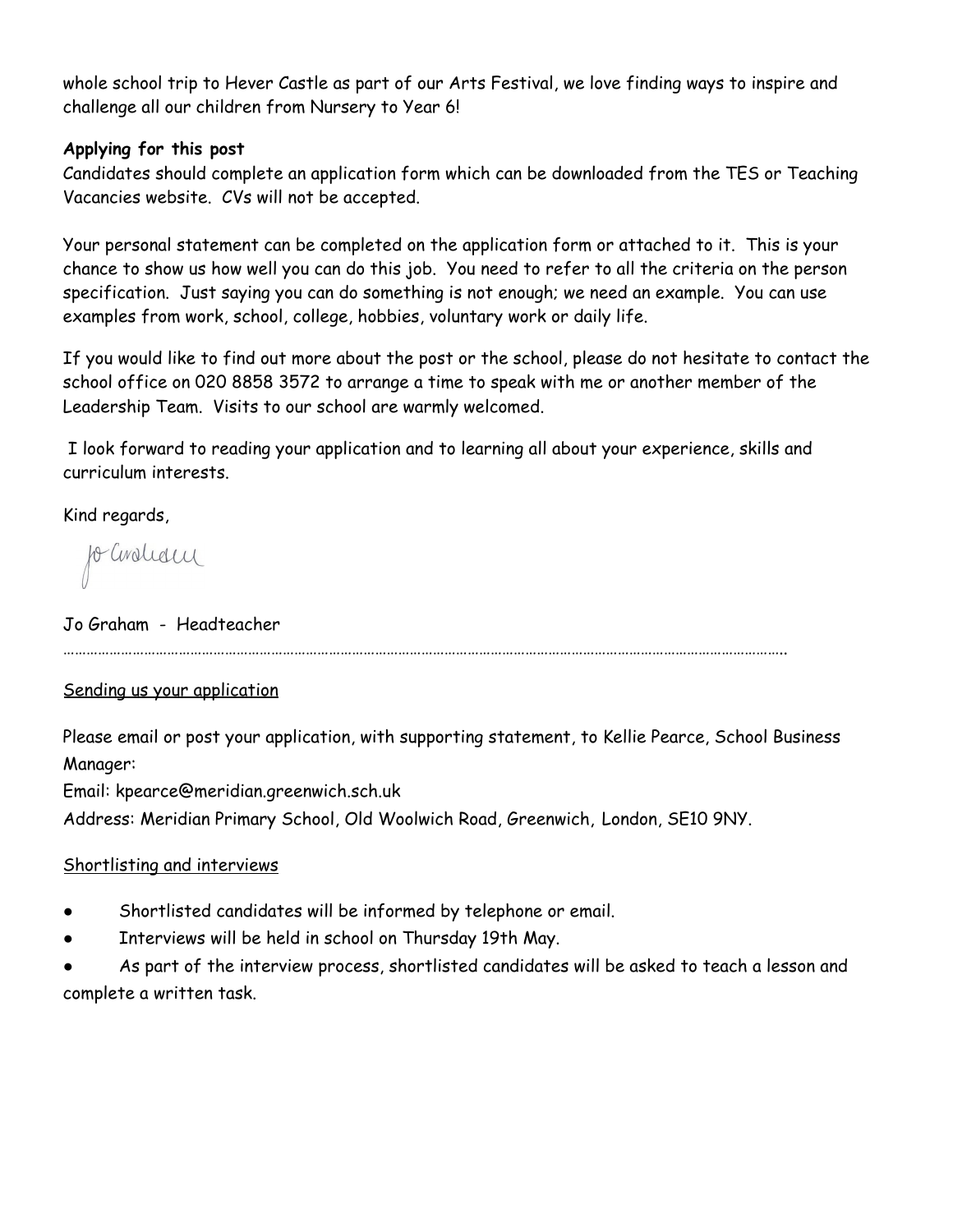whole school trip to Hever Castle as part of our Arts Festival, we love finding ways to inspire and challenge all our children from Nursery to Year 6!

**Applying for this post**

Candidates should complete an application form which can be downloaded from the TES or Teaching Vacancies website. CVs will not be accepted.

Your personal statement can be completed on the application form or attached to it. This is your chance to show us how well you can do this job. You need to refer to all the criteria on the person specification. Just saying you can do something is not enough; we need an example. You can use examples from work, school, college, hobbies, voluntary work or daily life.

If you would like to find out more about the post or the school, please do not hesitate to contact the school office on 020 8858 3572 to arrange a time to speak with me or another member of the Leadership Team. Visits to our school are warmly welcomed.

I look forward to reading your application and to learning all about your experience, skills and curriculum interests.

Kind regards,

Jo Graham

Jo Graham - Headteacher

……………………………………………………………………………………………………………………………………………………………….

Sending us your application

Please email or post your application, with supporting statement, to Kellie Pearce, School Business Manager:

Email: kpearce@meridian.greenwich.sch.uk

Address: Meridian Primary School, Old Woolwich Road, Greenwich, London, SE10 9NY.

Shortlisting and interviews

- Shortlisted candidates will be informed by telephone or email.
- Interviews will be held in school on Thursday 19th May.
- As part of the interview process, shortlisted candidates will be asked to teach a lesson and complete a written task.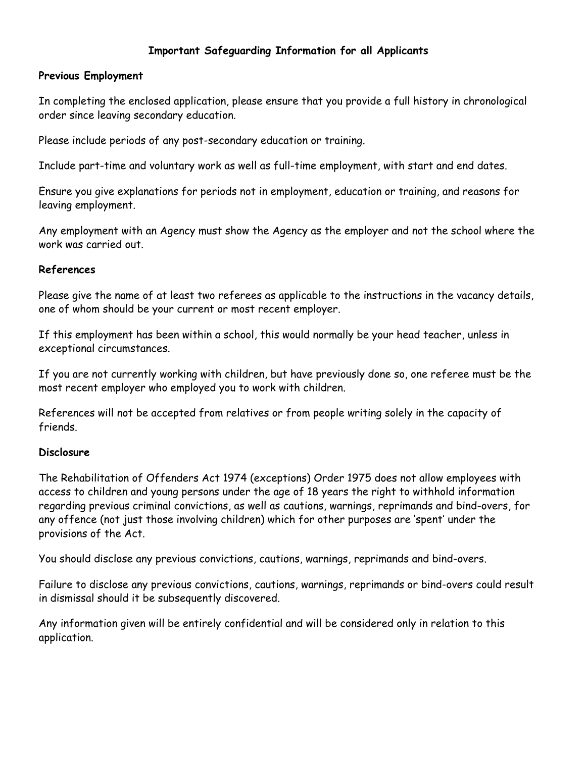# Important Safeguarding Information for all Applicants

## Previous Employment

In completing the enclosed application, please ensure that you provide a full history in chronological order since leaving secondary education.

Please include periods of any post-secondary education or training.

Include part-time and voluntary work as well as full-time employment, with start and end dates.

Ensure you give explanations for periods not in employment, education or training, and reasons for leaving employment.

Any employment with an Agency must show the Agency as the employer and not the school where the work was carried out.

## References

Please give the name of at least two referees as applicable to the instructions in the vacancy details, one of whom should be your current or most recent employer.

If this employment has been within a school, this would normally be your head teacher, unless in exceptional circumstances.

If you are not currently working with children, but have previously done so, one referee must be the most recent employer who employed you to work with children.

References will not be accepted from relatives or from people writing solely in the capacity of friends.

## Disclosure

The Rehabilitation of Offenders Act 1974 (exceptions) Order 1975 does not allow employees with access to children and young persons under the age of 18 years the right to withhold information regarding previous criminal convictions, as well as cautions, warnings, reprimands and bind-overs, for any offence (not just those involving children) which for other purposes are 'spent' under the provisions of the Act.

You should disclose any previous convictions, cautions, warnings, reprimands and bind-overs.

Failure to disclose any previous convictions, cautions, warnings, reprimands or bind-overs could result in dismissal should it be subsequently discovered.

Any information given will be entirely confidential and will be considered only in relation to this application.